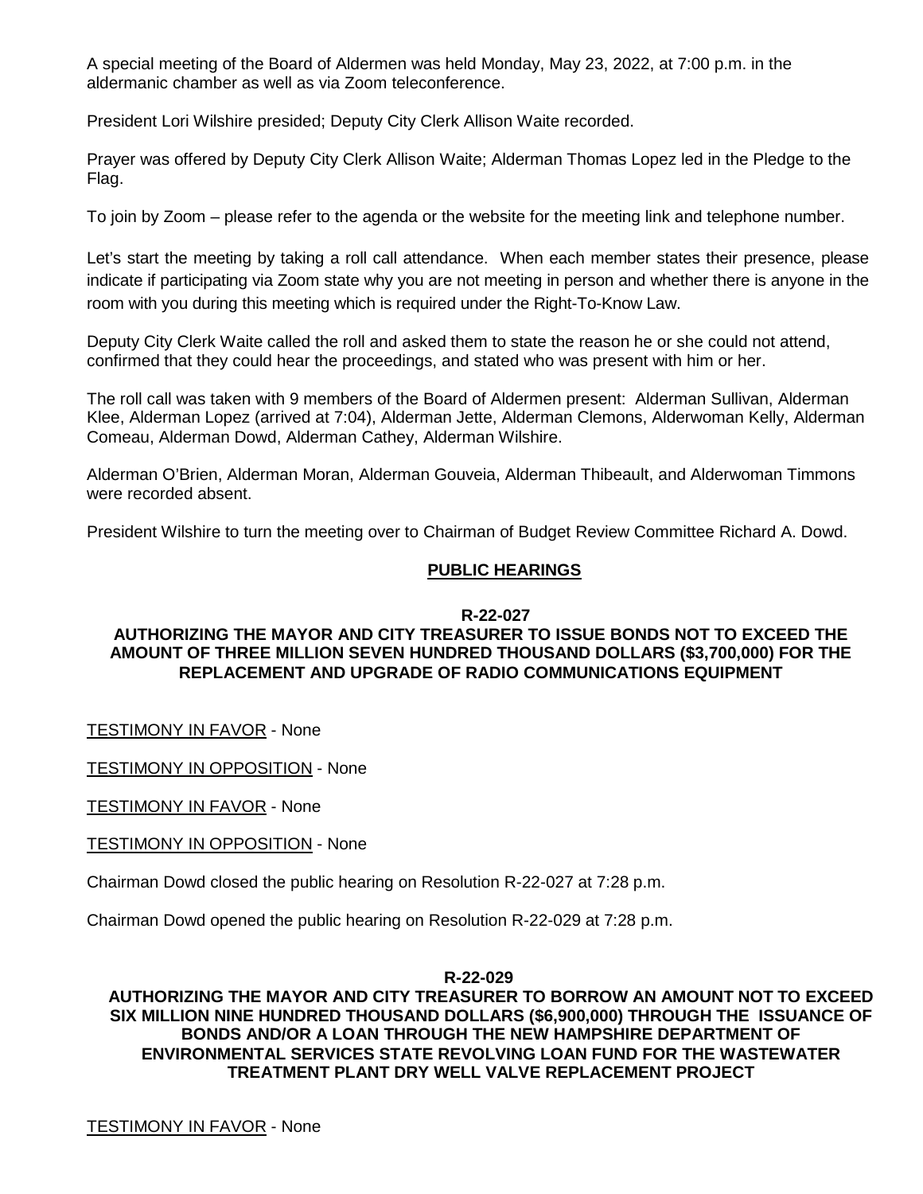A special meeting of the Board of Aldermen was held Monday, May 23, 2022, at 7:00 p.m. in the aldermanic chamber as well as via Zoom teleconference.

President Lori Wilshire presided; Deputy City Clerk Allison Waite recorded.

Prayer was offered by Deputy City Clerk Allison Waite; Alderman Thomas Lopez led in the Pledge to the Flag.

To join by Zoom – please refer to the agenda or the website for the meeting link and telephone number.

Let's start the meeting by taking a roll call attendance. When each member states their presence, please indicate if participating via Zoom state why you are not meeting in person and whether there is anyone in the room with you during this meeting which is required under the Right-To-Know Law.

Deputy City Clerk Waite called the roll and asked them to state the reason he or she could not attend, confirmed that they could hear the proceedings, and stated who was present with him or her.

The roll call was taken with 9 members of the Board of Aldermen present: Alderman Sullivan, Alderman Klee, Alderman Lopez (arrived at 7:04), Alderman Jette, Alderman Clemons, Alderwoman Kelly, Alderman Comeau, Alderman Dowd, Alderman Cathey, Alderman Wilshire.

Alderman O'Brien, Alderman Moran, Alderman Gouveia, Alderman Thibeault, and Alderwoman Timmons were recorded absent.

President Wilshire to turn the meeting over to Chairman of Budget Review Committee Richard A. Dowd.

## PUBLIC HEARINGS

**R-22-027**

**AUTHORIZING THE MAYOR AND CITY TREASURER TO ISSUE BONDS NOT TO EXCEED THE AMOUNT OF THREE MILLION SEVEN HUNDRED THOUSAND DOLLARS ($3,700,000) FOR THE REPLACEMENT AND UPGRADE OF RADIO COMMUNICATIONS EQUIPMENT**

TESTIMONY IN FAVOR - None

TESTIMONY IN OPPOSITION - None

TESTIMONY IN FAVOR - None

TESTIMONY IN OPPOSITION - None

Chairman Dowd closed the public hearing on Resolution R-22-027 at 7:28 p.m.

Chairman Dowd opened the public hearing on Resolution R-22-029 at 7:28 p.m.

**R-22-029**

**AUTHORIZING THE MAYOR AND CITY TREASURER TO BORROW AN AMOUNT NOT TO EXCEED SIX MILLION NINE HUNDRED THOUSAND DOLLARS ($6,900,000) THROUGH THE ISSUANCE OF BONDS AND/OR A LOAN THROUGH THE NEW HAMPSHIRE DEPARTMENT OF ENVIRONMENTAL SERVICES STATE REVOLVING LOAN FUND FOR THE WASTEWATER TREATMENT PLANT DRY WELL VALVE REPLACEMENT PROJECT**

TESTIMONY IN FAVOR - None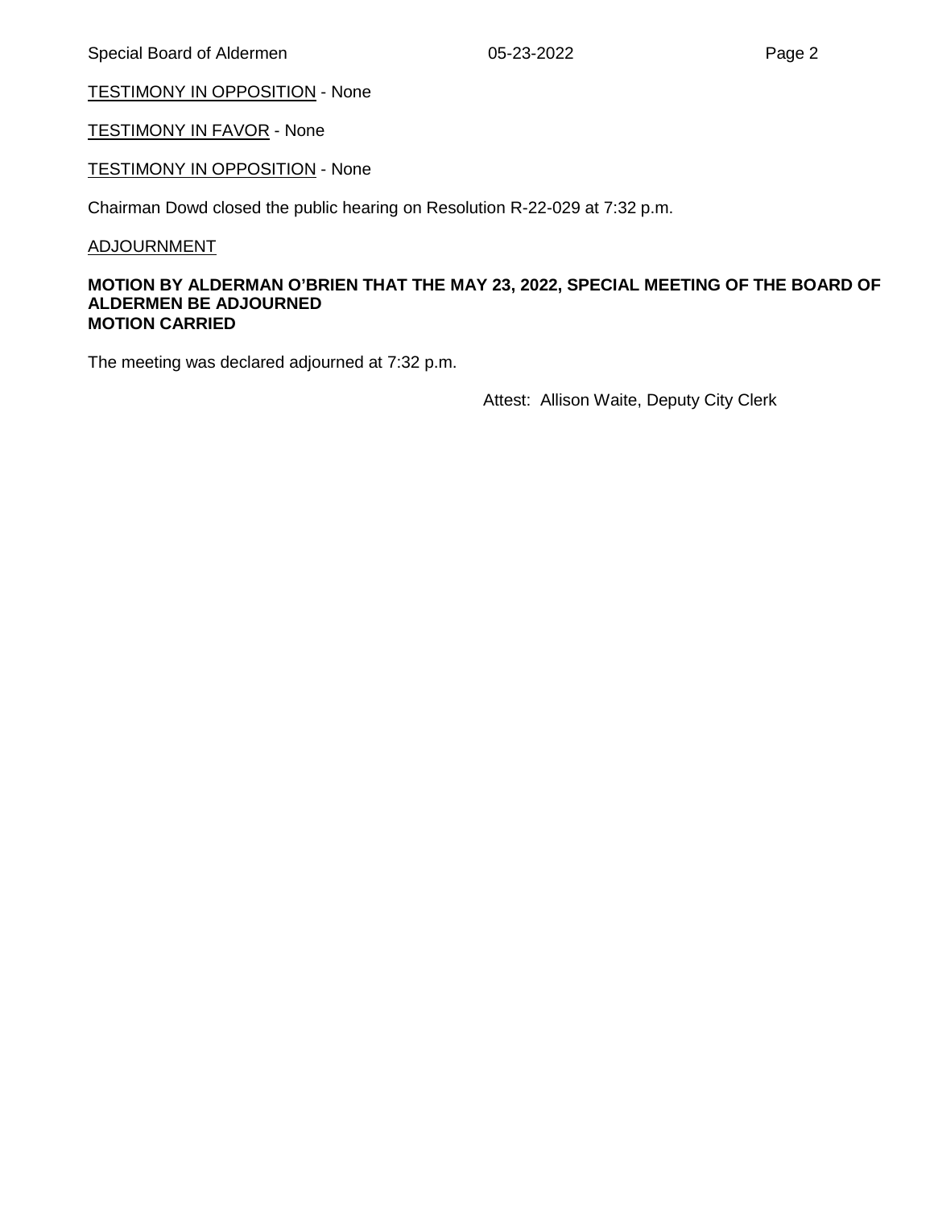<u>TESTIMONY IN OPPOSITION</u> - None

<u>TESTIMONY IN FAVOR</u> - None

<u>TESTIMONY IN OPPOSITION</u> - None

Chairman Dowd closed the public hearing on Resolution R-22-029 at 7:32 p.m.

<u>ADJOURNMENT</u>

**MOTION BY ALDERMAN O'BRIEN THAT THE MAY 23, 2022, SPECIAL MEETING OF THE BOARD OF ALDERMEN BE ADJOURNED**
**MOTION CARRIED**

The meeting was declared adjourned at 7:32 p.m.

Attest: Allison Waite, Deputy City Clerk